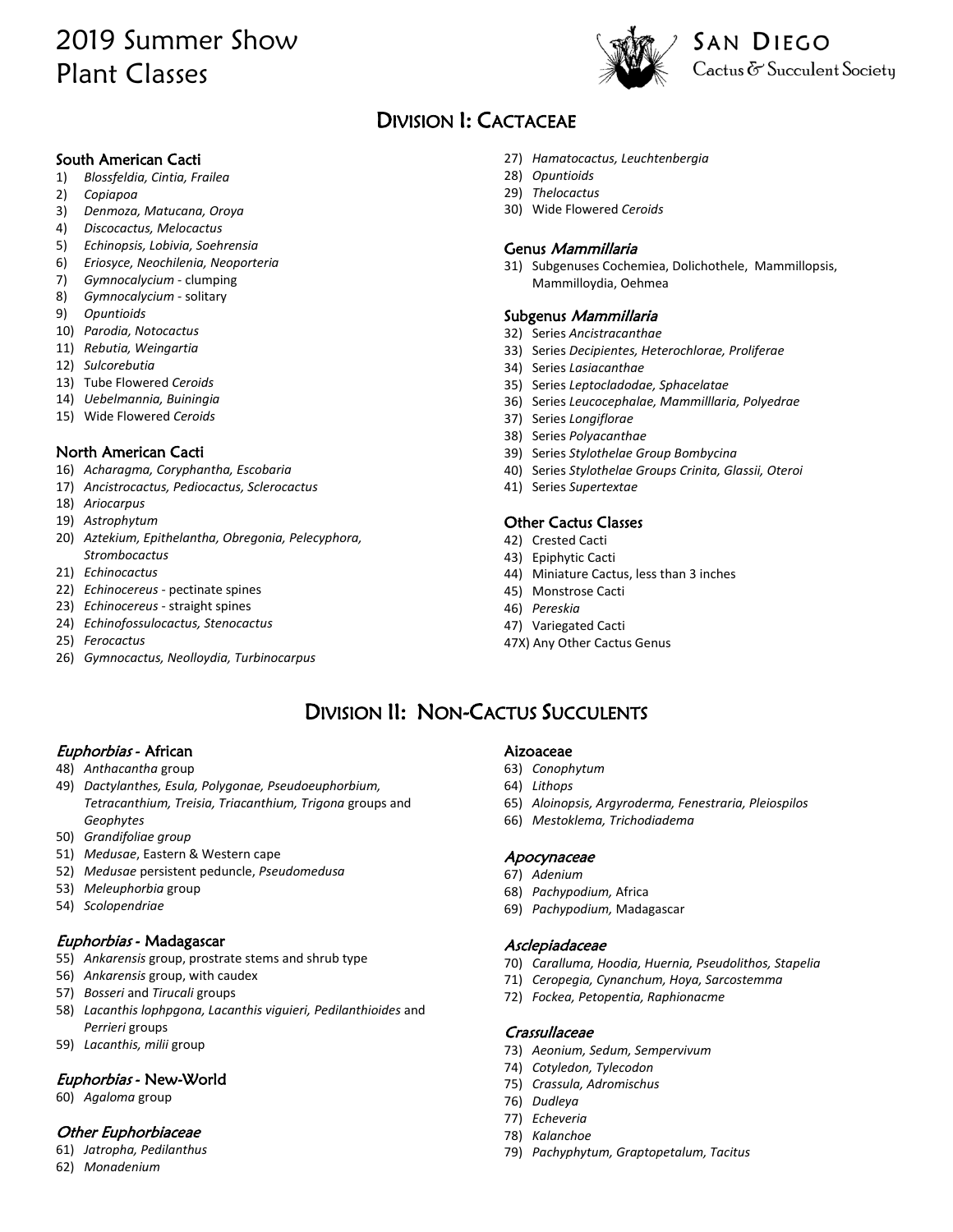# 2019 Summer Show Plant Classes

San Diego Cactus & Succulent Society

## Division I: Cactaceae

### South American Cacti

1) *Blossfeldia, Cintia, Frailea*
2) *Copiapoa*
3) *Denmoza, Matucana, Oroya*
4) *Discocactus, Melocactus*
5) *Echinopsis, Lobivia, Soehrensia*
6) *Eriosyce, Neochilenia, Neoporteria*
7) *Gymnocalycium* - clumping
8) *Gymnocalycium* - solitary
9) *Opuntioids*
10) *Parodia, Notocactus*
11) *Rebutia, Weingartia*
12) *Sulcorebutia*
13) Tube Flowered *Ceroids*
14) *Uebelmannia, Buiningia*
15) Wide Flowered *Ceroids*

### North American Cacti

16) *Acharagma, Coryphantha, Escobaria*
17) *Ancistrocactus, Pediocactus, Sclerocactus*
18) *Ariocarpus*
19) *Astrophytum*
20) *Aztekium, Epithelantha, Obregonia, Pelecyphora, Strombocactus*
21) *Echinocactus*
22) *Echinocereus* - pectinate spines
23) *Echinocereus* - straight spines
24) *Echinofossulocactus, Stenocactus*
25) *Ferocactus*
26) *Gymnocactus, Neolloydia, Turbinocarpus*
27) *Hamatocactus, Leuchtenbergia*
28) *Opuntioids*
29) *Thelocactus*
30) Wide Flowered *Ceroids*

### Genus *Mammillaria*

31) Subgenuses Cochemiea, Dolichothele, Mammillopsis, Mammilloydia, Oehmea

### Subgenus *Mammillaria*

32) Series *Ancistracanthae*
33) Series *Decipientes, Heterochlorae, Proliferae*
34) Series *Lasiacanthae*
35) Series *Leptocladodae, Sphacelatae*
36) Series *Leucocephalae, Mammilllaria, Polyedrae*
37) Series *Longiflorae*
38) Series *Polyacanthae*
39) Series *Stylothelae Group Bombycina*
40) Series *Stylothelae Groups Crinita, Glassii, Oteroi*
41) Series *Supertextae*

### Other Cactus Classes

42) Crested Cacti
43) Epiphytic Cacti
44) Miniature Cactus, less than 3 inches
45) Monstrose Cacti
46) *Pereskia*
47) Variegated Cacti

47X) Any Other Cactus Genus

## Division II: Non-Cactus Succulents

### *Euphorbias* - African

48) *Anthacantha* group
49) *Dactylanthes, Esula, Polygonae, Pseudoeuphorbium, Tetracanthium, Treisia, Triacanthium, Trigona* groups and *Geophytes*
50) *Grandifoliae group*
51) *Medusae*, Eastern & Western cape
52) *Medusae* persistent peduncle, *Pseudomedusa*
53) *Meleuphorbia* group
54) *Scolopendriae*

### *Euphorbias* - Madagascar

55) *Ankarensis* group, prostrate stems and shrub type
56) *Ankarensis* group, with caudex
57) *Bosseri* and *Tirucali* groups
58) *Lacanthis lophpgona, Lacanthis viguieri, Pedilanthioides* and *Perrieri* groups
59) *Lacanthis, milii* group

### *Euphorbias* - New-World

60) *Agaloma* group

### *Other Euphorbiaceae*

61) *Jatropha, Pedilanthus*
62) *Monadenium*

### Aizoaceae

63) *Conophytum*
64) *Lithops*
65) *Aloinopsis, Argyroderma, Fenestraria, Pleiospilos*
66) *Mestoklema, Trichodiadema*

### *Apocynaceae*

67) *Adenium*
68) *Pachypodium,* Africa
69) *Pachypodium,* Madagascar

### *Asclepiadaceae*

70) *Caralluma, Hoodia, Huernia, Pseudolithos, Stapelia*
71) *Ceropegia, Cynanchum, Hoya, Sarcostemma*
72) *Fockea, Petopentia, Raphionacme*

### *Crassullaceae*

73) *Aeonium, Sedum, Sempervivum*
74) *Cotyledon, Tylecodon*
75) *Crassula, Adromischus*
76) *Dudleya*
77) *Echeveria*
78) *Kalanchoe*
79) *Pachyphytum, Graptopetalum, Tacitus*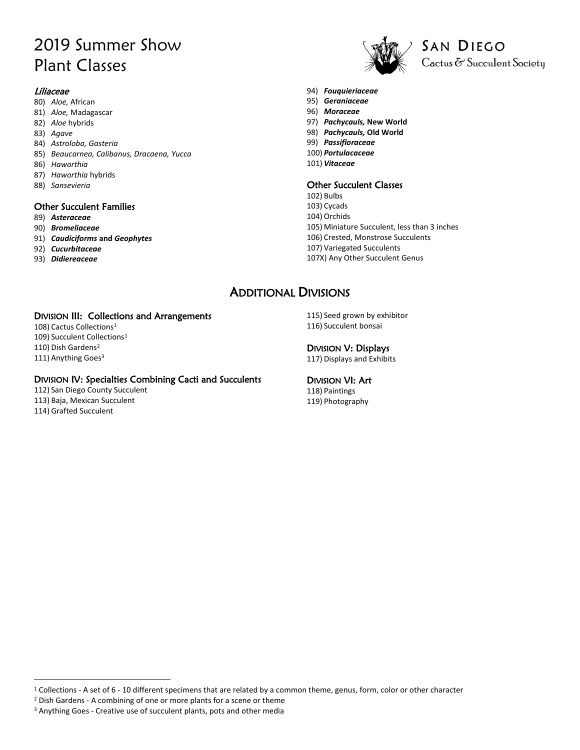# 2019 Summer Show Plant Classes

**San Diego** Cactus & Succulent Society

### *Liliaceae*

80) *Aloe,* African
81) *Aloe,* Madagascar
82) *Aloe* hybrids
83) *Agave*
84) *Astroloba, Gasteria*
85) *Beaucarnea, Calibanus, Dracaena, Yucca*
86) *Haworthia*
87) *Haworthia* hybrids
88) *Sansevieria*

### Other Succulent Families

89) ***Asteraceae***
90) ***Bromeliaceae***
91) ***Caudiciforms* and *Geophytes***
92) ***Cucurbitaceae***
93) ***Didiereaceae***
94) ***Fouquieriaceae***
95) ***Geraniaceae***
96) ***Moraceae***
97) ***Pachycauls,* New World**
98) ***Pachycauls,* Old World**
99) ***Passifloraceae***
100) ***Portulacaceae***
101) ***Vitaceae***

### Other Succulent Classes

102) Bulbs
103) Cycads
104) Orchids
105) Miniature Succulent, less than 3 inches
106) Crested, Monstrose Succulents
107) Variegated Succulents
107X) Any Other Succulent Genus

## Additional Divisions

### Division III: Collections and Arrangements

108) Cactus Collections[1]
109) Succulent Collections[1]
110) Dish Gardens[2]
111) Anything Goes[3]

### Division IV: Specialties Combining Cacti and Succulents

112) San Diego County Succulent
113) Baja, Mexican Succulent
114) Grafted Succulent
115) Seed grown by exhibitor
116) Succulent bonsai

### Division V: Displays

117) Displays and Exhibits

### Division VI: Art

118) Paintings
119) Photography

---

[1] Collections - A set of 6 - 10 different specimens that are related by a common theme, genus, form, color or other character
[2] Dish Gardens - A combining of one or more plants for a scene or theme
[3] Anything Goes - Creative use of succulent plants, pots and other media